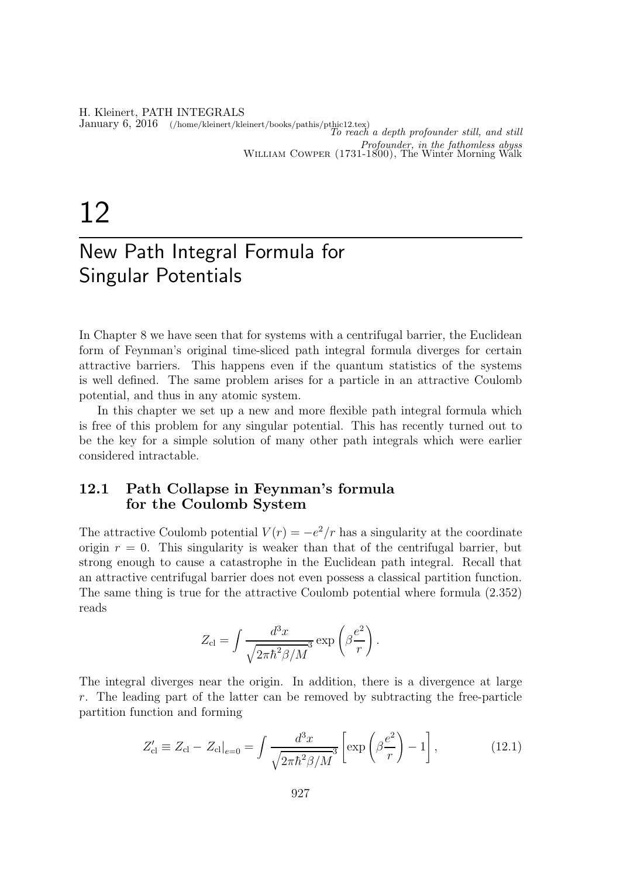*To reach a depth profounder still, and still*
*Profounder, in the fathomless abyss*
William Cowper (1731-1800), The Winter Morning Walk

# 12

# New Path Integral Formula for Singular Potentials

In Chapter 8 we have seen that for systems with a centrifugal barrier, the Euclidean form of Feynman's original time-sliced path integral formula diverges for certain attractive barriers. This happens even if the quantum statistics of the systems is well defined. The same problem arises for a particle in an attractive Coulomb potential, and thus in any atomic system.

In this chapter we set up a new and more flexible path integral formula which is free of this problem for any singular potential. This has recently turned out to be the key for a simple solution of many other path integrals which were earlier considered intractable.

## 12.1 Path Collapse in Feynman's formula for the Coulomb System

The attractive Coulomb potential $V(r) = -e^2/r$ has a singularity at the coordinate origin $r = 0$. This singularity is weaker than that of the centrifugal barrier, but strong enough to cause a catastrophe in the Euclidean path integral. Recall that an attractive centrifugal barrier does not even possess a classical partition function. The same thing is true for the attractive Coulomb potential where formula (2.352) reads

$$Z_{\rm cl} = \int \frac{d^3x}{\sqrt{2\pi\hbar^2\beta/M}^3} \exp\left(\beta\frac{e^2}{r}\right).$$

The integral diverges near the origin. In addition, there is a divergence at large $r$. The leading part of the latter can be removed by subtracting the free-particle partition function and forming

$$Z'_{\rm cl} \equiv Z_{\rm cl} - Z_{\rm cl}\big|_{e=0} = \int \frac{d^3x}{\sqrt{2\pi\hbar^2\beta/M}^3} \left[\exp\left(\beta\frac{e^2}{r}\right) - 1\right], \tag{12.1}$$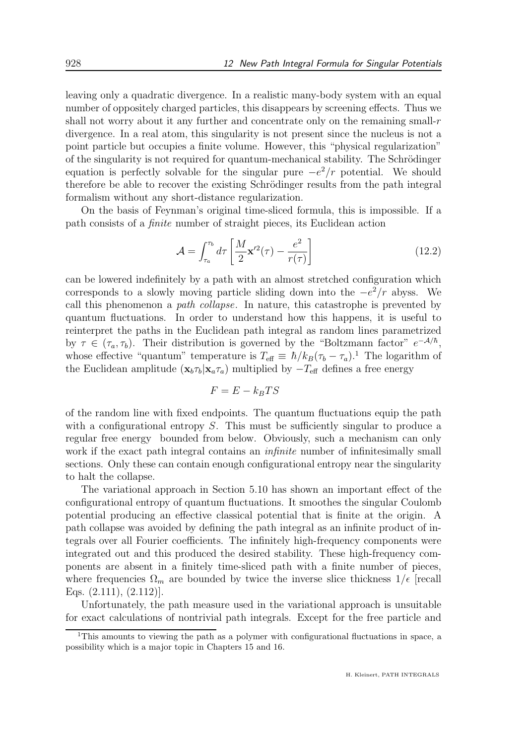leaving only a quadratic divergence. In a realistic many-body system with an equal number of oppositely charged particles, this disappears by screening effects. Thus we shall not worry about it any further and concentrate only on the remaining small-$r$ divergence. In a real atom, this singularity is not present since the nucleus is not a point particle but occupies a finite volume. However, this "physical regularization" of the singularity is not required for quantum-mechanical stability. The Schrödinger equation is perfectly solvable for the singular pure $-e^2/r$ potential. We should therefore be able to recover the existing Schrödinger results from the path integral formalism without any short-distance regularization.

On the basis of Feynman's original time-sliced formula, this is impossible. If a path consists of a *finite* number of straight pieces, its Euclidean action

$$\mathcal{A} = \int_{\tau_a}^{\tau_b} d\tau \left[ \frac{M}{2} \mathbf{x}'^2(\tau) - \frac{e^2}{r(\tau)} \right] \tag{12.2}$$

can be lowered indefinitely by a path with an almost stretched configuration which corresponds to a slowly moving particle sliding down into the $-e^2/r$ abyss. We call this phenomenon a *path collapse*. In nature, this catastrophe is prevented by quantum fluctuations. In order to understand how this happens, it is useful to reinterpret the paths in the Euclidean path integral as random lines parametrized by $\tau \in (\tau_a, \tau_b)$. Their distribution is governed by the "Boltzmann factor" $e^{-\mathcal{A}/\hbar}$, whose effective "quantum" temperature is $T_{\text{eff}} \equiv \hbar/k_B(\tau_b - \tau_a)$.[1] The logarithm of the Euclidean amplitude $(\mathbf{x}_b\tau_b|\mathbf{x}_a\tau_a)$ multiplied by $-T_{\text{eff}}$ defines a free energy

$$F = E - k_B T S$$

of the random line with fixed endpoints. The quantum fluctuations equip the path with a configurational entropy $S$. This must be sufficiently singular to produce a regular free energy bounded from below. Obviously, such a mechanism can only work if the exact path integral contains an *infinite* number of infinitesimally small sections. Only these can contain enough configurational entropy near the singularity to halt the collapse.

The variational approach in Section 5.10 has shown an important effect of the configurational entropy of quantum fluctuations. It smoothes the singular Coulomb potential producing an effective classical potential that is finite at the origin. A path collapse was avoided by defining the path integral as an infinite product of integrals over all Fourier coefficients. The infinitely high-frequency components were integrated out and this produced the desired stability. These high-frequency components are absent in a finitely time-sliced path with a finite number of pieces, where frequencies $\Omega_m$ are bounded by twice the inverse slice thickness $1/\epsilon$ [recall Eqs. (2.111), (2.112)].

Unfortunately, the path measure used in the variational approach is unsuitable for exact calculations of nontrivial path integrals. Except for the free particle and

[1] This amounts to viewing the path as a polymer with configurational fluctuations in space, a possibility which is a major topic in Chapters 15 and 16.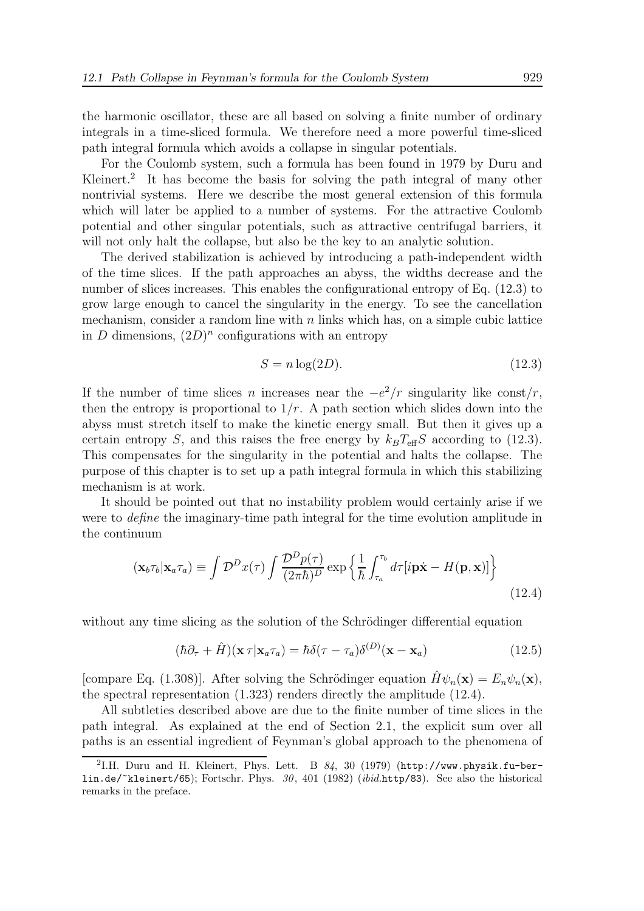the harmonic oscillator, these are all based on solving a finite number of ordinary integrals in a time-sliced formula. We therefore need a more powerful time-sliced path integral formula which avoids a collapse in singular potentials.

For the Coulomb system, such a formula has been found in 1979 by Duru and Kleinert.[2] It has become the basis for solving the path integral of many other nontrivial systems. Here we describe the most general extension of this formula which will later be applied to a number of systems. For the attractive Coulomb potential and other singular potentials, such as attractive centrifugal barriers, it will not only halt the collapse, but also be the key to an analytic solution.

The derived stabilization is achieved by introducing a path-independent width of the time slices. If the path approaches an abyss, the widths decrease and the number of slices increases. This enables the configurational entropy of Eq. (12.3) to grow large enough to cancel the singularity in the energy. To see the cancellation mechanism, consider a random line with $n$ links which has, on a simple cubic lattice in $D$ dimensions, $(2D)^n$ configurations with an entropy

$$S = n \log(2D). \tag{12.3}$$

If the number of time slices $n$ increases near the $-e^2/r$ singularity like const$/r$, then the entropy is proportional to $1/r$. A path section which slides down into the abyss must stretch itself to make the kinetic energy small. But then it gives up a certain entropy $S$, and this raises the free energy by $k_B T_{\rm eff} S$ according to (12.3). This compensates for the singularity in the potential and halts the collapse. The purpose of this chapter is to set up a path integral formula in which this stabilizing mechanism is at work.

It should be pointed out that no instability problem would certainly arise if we were to *define* the imaginary-time path integral for the time evolution amplitude in the continuum

$$(\mathbf{x}_b\tau_b|\mathbf{x}_a\tau_a) \equiv \int \mathcal{D}^D x(\tau) \int \frac{\mathcal{D}^D p(\tau)}{(2\pi\hbar)^D} \exp\left\{\frac{1}{\hbar}\int_{\tau_a}^{\tau_b} d\tau[i\mathbf{p}\dot{\mathbf{x}} - H(\mathbf{p},\mathbf{x})]\right\} \tag{12.4}$$

without any time slicing as the solution of the Schrödinger differential equation

$$(\hbar\partial_\tau + \hat{H})(\mathbf{x}\,\tau|\mathbf{x}_a\tau_a) = \hbar\delta(\tau-\tau_a)\delta^{(D)}(\mathbf{x}-\mathbf{x}_a) \tag{12.5}$$

[compare Eq. (1.308)]. After solving the Schrödinger equation $\hat{H}\psi_n(\mathbf{x}) = E_n\psi_n(\mathbf{x})$, the spectral representation (1.323) renders directly the amplitude (12.4).

All subtleties described above are due to the finite number of time slices in the path integral. As explained at the end of Section 2.1, the explicit sum over all paths is an essential ingredient of Feynman's global approach to the phenomena of

---

[2] I.H. Duru and H. Kleinert, Phys. Lett. B *84*, 30 (1979) (http://www.physik.fu-berlin.de/~kleinert/65); Fortschr. Phys. *30*, 401 (1982) (*ibid.*http/83). See also the historical remarks in the preface.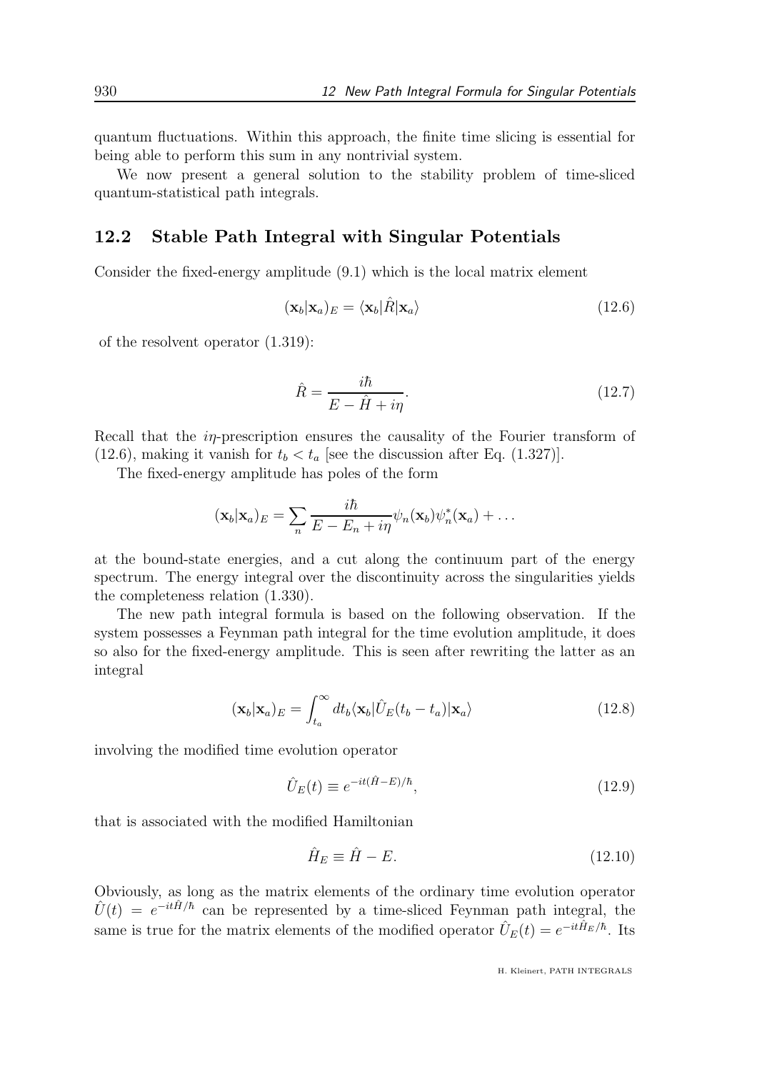quantum fluctuations. Within this approach, the finite time slicing is essential for being able to perform this sum in any nontrivial system.

We now present a general solution to the stability problem of time-sliced quantum-statistical path integrals.

## 12.2 Stable Path Integral with Singular Potentials

Consider the fixed-energy amplitude (9.1) which is the local matrix element

$$(\mathbf{x}_b|\mathbf{x}_a)_E = \langle \mathbf{x}_b|\hat{R}|\mathbf{x}_a\rangle \tag{12.6}$$

of the resolvent operator (1.319):

$$\hat{R} = \frac{i\hbar}{E - \hat{H} + i\eta}. \tag{12.7}$$

Recall that the $i\eta$-prescription ensures the causality of the Fourier transform of (12.6), making it vanish for $t_b < t_a$ [see the discussion after Eq. (1.327)].

The fixed-energy amplitude has poles of the form

$$(\mathbf{x}_b|\mathbf{x}_a)_E = \sum_n \frac{i\hbar}{E - E_n + i\eta}\psi_n(\mathbf{x}_b)\psi_n^*(\mathbf{x}_a) + \ldots$$

at the bound-state energies, and a cut along the continuum part of the energy spectrum. The energy integral over the discontinuity across the singularities yields the completeness relation (1.330).

The new path integral formula is based on the following observation. If the system possesses a Feynman path integral for the time evolution amplitude, it does so also for the fixed-energy amplitude. This is seen after rewriting the latter as an integral

$$(\mathbf{x}_b|\mathbf{x}_a)_E = \int_{t_a}^{\infty} dt_b \langle \mathbf{x}_b|\hat{U}_E(t_b - t_a)|\mathbf{x}_a\rangle \tag{12.8}$$

involving the modified time evolution operator

$$\hat{U}_E(t) \equiv e^{-it(\hat{H}-E)/\hbar}, \tag{12.9}$$

that is associated with the modified Hamiltonian

$$\hat{H}_E \equiv \hat{H} - E. \tag{12.10}$$

Obviously, as long as the matrix elements of the ordinary time evolution operator $\hat{U}(t) = e^{-it\hat{H}/\hbar}$ can be represented by a time-sliced Feynman path integral, the same is true for the matrix elements of the modified operator $\hat{U}_E(t) = e^{-it\hat{H}_E/\hbar}$. Its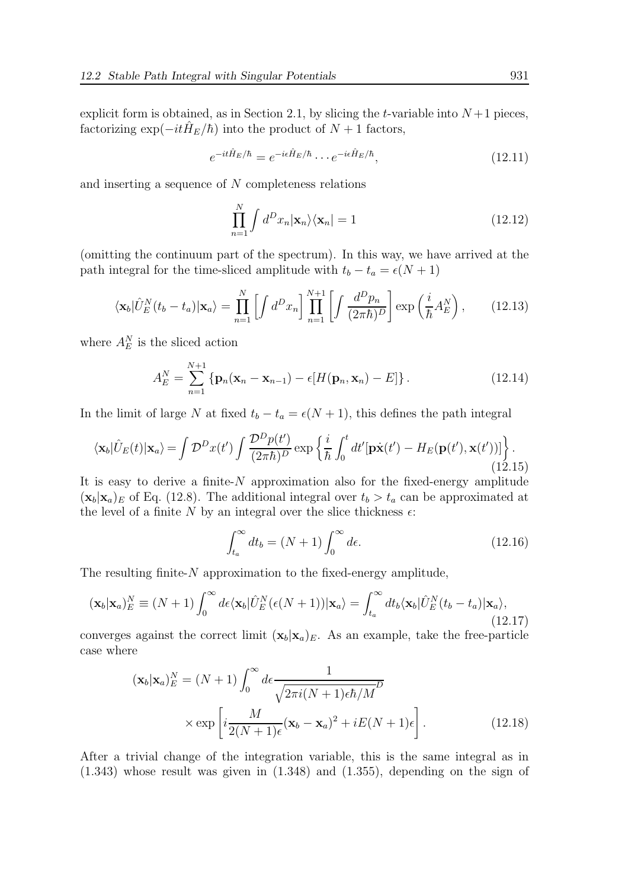explicit form is obtained, as in Section 2.1, by slicing the $t$-variable into $N+1$ pieces, factorizing $\exp(-it\hat{H}_E/\hbar)$ into the product of $N+1$ factors,

$$e^{-it\hat{H}_E/\hbar} = e^{-i\epsilon\hat{H}_E/\hbar}\cdots e^{-i\epsilon\hat{H}_E/\hbar}, \tag{12.11}$$

and inserting a sequence of $N$ completeness relations

$$\prod_{n=1}^{N}\int d^D x_n |\mathbf{x}_n\rangle\langle\mathbf{x}_n| = 1 \tag{12.12}$$

(omitting the continuum part of the spectrum). In this way, we have arrived at the path integral for the time-sliced amplitude with $t_b - t_a = \epsilon(N+1)$

$$\langle\mathbf{x}_b|\hat{U}_E^N(t_b-t_a)|\mathbf{x}_a\rangle = \prod_{n=1}^{N}\left[\int d^D x_n\right]\prod_{n=1}^{N+1}\left[\int\frac{d^D p_n}{(2\pi\hbar)^D}\right]\exp\left(\frac{i}{\hbar}A_E^N\right), \tag{12.13}$$

where $A_E^N$ is the sliced action

$$A_E^N = \sum_{n=1}^{N+1}\left\{\mathbf{p}_n(\mathbf{x}_n - \mathbf{x}_{n-1}) - \epsilon[H(\mathbf{p}_n,\mathbf{x}_n) - E]\right\}. \tag{12.14}$$

In the limit of large $N$ at fixed $t_b - t_a = \epsilon(N+1)$, this defines the path integral

$$\langle\mathbf{x}_b|\hat{U}_E(t)|\mathbf{x}_a\rangle = \int\mathcal{D}^D x(t')\int\frac{\mathcal{D}^D p(t')}{(2\pi\hbar)^D}\exp\left\{\frac{i}{\hbar}\int_0^t dt'[\mathbf{p}\dot{\mathbf{x}}(t') - H_E(\mathbf{p}(t'),\mathbf{x}(t'))]\right\}. \tag{12.15}$$

It is easy to derive a finite-$N$ approximation also for the fixed-energy amplitude $(\mathbf{x}_b|\mathbf{x}_a)_E$ of Eq. (12.8). The additional integral over $t_b > t_a$ can be approximated at the level of a finite $N$ by an integral over the slice thickness $\epsilon$:

$$\int_{t_a}^{\infty} dt_b = (N+1)\int_0^{\infty} d\epsilon. \tag{12.16}$$

The resulting finite-$N$ approximation to the fixed-energy amplitude,

$$(\mathbf{x}_b|\mathbf{x}_a)_E^N \equiv (N+1)\int_0^{\infty} d\epsilon\langle\mathbf{x}_b|\hat{U}_E^N(\epsilon(N+1))|\mathbf{x}_a\rangle = \int_{t_a}^{\infty} dt_b\langle\mathbf{x}_b|\hat{U}_E^N(t_b-t_a)|\mathbf{x}_a\rangle, \tag{12.17}$$

converges against the correct limit $(\mathbf{x}_b|\mathbf{x}_a)_E$. As an example, take the free-particle case where

$$(\mathbf{x}_b|\mathbf{x}_a)_E^N = (N+1)\int_0^{\infty} d\epsilon\frac{1}{\sqrt{2\pi i(N+1)\epsilon\hbar/M}^D}\times\exp\left[i\frac{M}{2(N+1)\epsilon}(\mathbf{x}_b-\mathbf{x}_a)^2 + iE(N+1)\epsilon\right]. \tag{12.18}$$

After a trivial change of the integration variable, this is the same integral as in (1.343) whose result was given in (1.348) and (1.355), depending on the sign of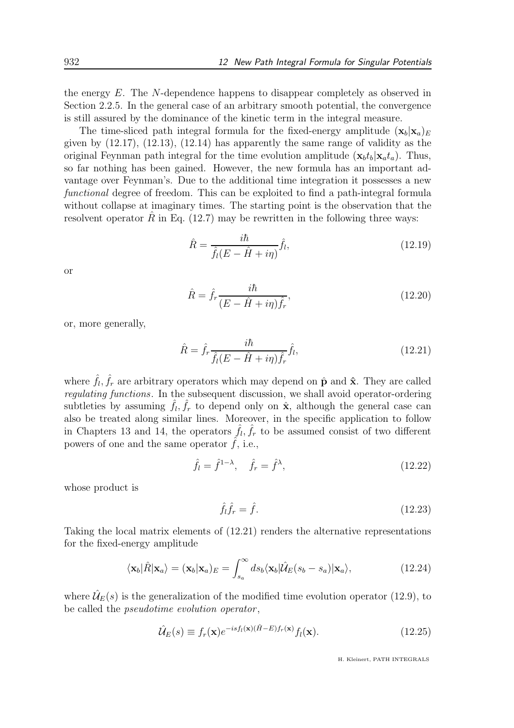the energy $E$. The $N$-dependence happens to disappear completely as observed in Section 2.2.5. In the general case of an arbitrary smooth potential, the convergence is still assured by the dominance of the kinetic term in the integral measure.

The time-sliced path integral formula for the fixed-energy amplitude $(\mathbf{x}_b|\mathbf{x}_a)_E$ given by (12.17), (12.13), (12.14) has apparently the same range of validity as the original Feynman path integral for the time evolution amplitude $(\mathbf{x}_b t_b|\mathbf{x}_a t_a)$. Thus, so far nothing has been gained. However, the new formula has an important advantage over Feynman's. Due to the additional time integration it possesses a new *functional* degree of freedom. This can be exploited to find a path-integral formula without collapse at imaginary times. The starting point is the observation that the resolvent operator $\hat{R}$ in Eq. (12.7) may be rewritten in the following three ways:

$$\hat{R} = \frac{i\hbar}{\hat{f}_l(E - \hat{H} + i\eta)}\hat{f}_l, \tag{12.19}$$

or

$$\hat{R} = \hat{f}_r \frac{i\hbar}{(E - \hat{H} + i\eta)\hat{f}_r}, \tag{12.20}$$

or, more generally,

$$\hat{R} = \hat{f}_r \frac{i\hbar}{\hat{f}_l(E - \hat{H} + i\eta)\hat{f}_r}\hat{f}_l, \tag{12.21}$$

where $\hat{f}_l, \hat{f}_r$ are arbitrary operators which may depend on $\hat{\mathbf{p}}$ and $\hat{\mathbf{x}}$. They are called *regulating functions*. In the subsequent discussion, we shall avoid operator-ordering subtleties by assuming $\hat{f}_l, \hat{f}_r$ to depend only on $\hat{\mathbf{x}}$, although the general case can also be treated along similar lines. Moreover, in the specific application to follow in Chapters 13 and 14, the operators $\hat{f}_l, \hat{f}_r$ to be assumed consist of two different powers of one and the same operator $\hat{f}$, i.e.,

$$\hat{f}_l = \hat{f}^{1-\lambda}, \quad \hat{f}_r = \hat{f}^{\lambda}, \tag{12.22}$$

whose product is

$$\hat{f}_l \hat{f}_r = \hat{f}. \tag{12.23}$$

Taking the local matrix elements of (12.21) renders the alternative representations for the fixed-energy amplitude

$$\langle \mathbf{x}_b|\hat{R}|\mathbf{x}_a\rangle = (\mathbf{x}_b|\mathbf{x}_a)_E = \int_{s_a}^{\infty} ds_b \langle \mathbf{x}_b|\hat{\mathcal{U}}_E(s_b - s_a)|\mathbf{x}_a\rangle, \tag{12.24}$$

where $\hat{\mathcal{U}}_E(s)$ is the generalization of the modified time evolution operator (12.9), to be called the *pseudotime evolution operator*,

$$\hat{\mathcal{U}}_E(s) \equiv f_r(\mathbf{x})e^{-isf_l(\mathbf{x})(\hat{H}-E)f_r(\mathbf{x})}f_l(\mathbf{x}). \tag{12.25}$$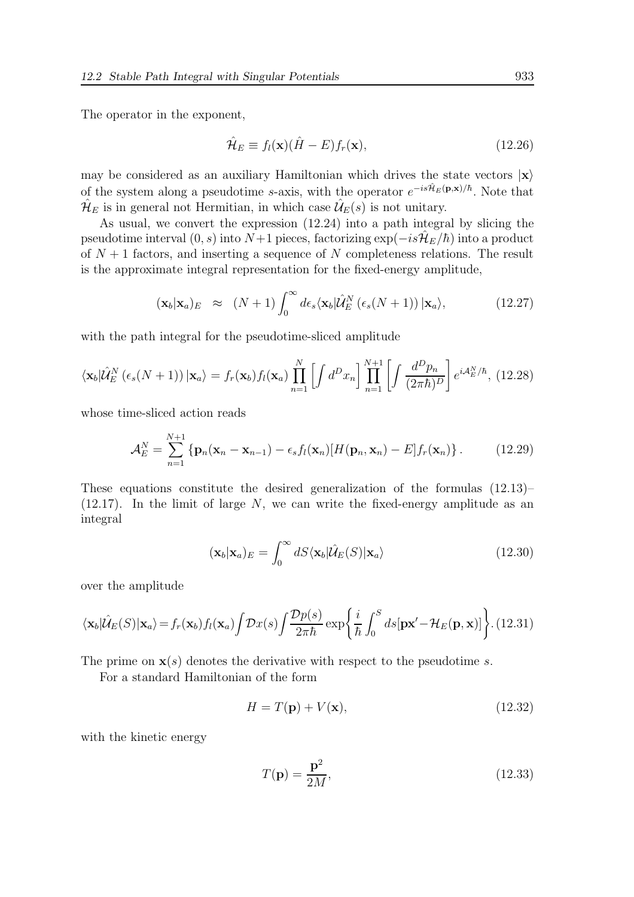The operator in the exponent,

$$\hat{\mathcal{H}}_E \equiv f_l(\mathbf{x})(\hat{H} - E)f_r(\mathbf{x}), \tag{12.26}$$

may be considered as an auxiliary Hamiltonian which drives the state vectors $|\mathbf{x}\rangle$ of the system along a pseudotime $s$-axis, with the operator $e^{-is\hat{\mathcal{H}}_E(\mathbf{p},\mathbf{x})/\hbar}$. Note that $\hat{\mathcal{H}}_E$ is in general not Hermitian, in which case $\hat{\mathcal{U}}_E(s)$ is not unitary.

As usual, we convert the expression (12.24) into a path integral by slicing the pseudotime interval $(0, s)$ into $N+1$ pieces, factorizing $\exp(-is\hat{\mathcal{H}}_E/\hbar)$ into a product of $N+1$ factors, and inserting a sequence of $N$ completeness relations. The result is the approximate integral representation for the fixed-energy amplitude,

$$(\mathbf{x}_b|\mathbf{x}_a)_E \;\approx\; (N+1)\int_0^\infty d\epsilon_s \langle \mathbf{x}_b|\hat{\mathcal{U}}_E^N\left(\epsilon_s(N+1)\right)|\mathbf{x}_a\rangle, \tag{12.27}$$

with the path integral for the pseudotime-sliced amplitude

$$\langle \mathbf{x}_b|\hat{\mathcal{U}}_E^N\left(\epsilon_s(N+1)\right)|\mathbf{x}_a\rangle = f_r(\mathbf{x}_b)f_l(\mathbf{x}_a)\prod_{n=1}^{N}\left[\int d^Dx_n\right]\prod_{n=1}^{N+1}\left[\int \frac{d^Dp_n}{(2\pi\hbar)^D}\right]e^{i\mathcal{A}_E^N/\hbar}, \tag{12.28}$$

whose time-sliced action reads

$$\mathcal{A}_E^N = \sum_{n=1}^{N+1}\left\{\mathbf{p}_n(\mathbf{x}_n - \mathbf{x}_{n-1}) - \epsilon_s f_l(\mathbf{x}_n)[H(\mathbf{p}_n, \mathbf{x}_n) - E]f_r(\mathbf{x}_n)\right\}. \tag{12.29}$$

These equations constitute the desired generalization of the formulas (12.13)–(12.17). In the limit of large $N$, we can write the fixed-energy amplitude as an integral

$$(\mathbf{x}_b|\mathbf{x}_a)_E = \int_0^\infty dS\langle \mathbf{x}_b|\hat{\mathcal{U}}_E(S)|\mathbf{x}_a\rangle \tag{12.30}$$

over the amplitude

$$\langle \mathbf{x}_b|\hat{\mathcal{U}}_E(S)|\mathbf{x}_a\rangle = f_r(\mathbf{x}_b)f_l(\mathbf{x}_a)\int \mathcal{D}x(s)\int\frac{\mathcal{D}p(s)}{2\pi\hbar}\exp\left\{\frac{i}{\hbar}\int_0^S ds[\mathbf{p}\mathbf{x}' - \mathcal{H}_E(\mathbf{p},\mathbf{x})]\right\}. \tag{12.31}$$

The prime on $\mathbf{x}(s)$ denotes the derivative with respect to the pseudotime $s$.

For a standard Hamiltonian of the form

$$H = T(\mathbf{p}) + V(\mathbf{x}), \tag{12.32}$$

with the kinetic energy

$$T(\mathbf{p}) = \frac{\mathbf{p}^2}{2M}, \tag{12.33}$$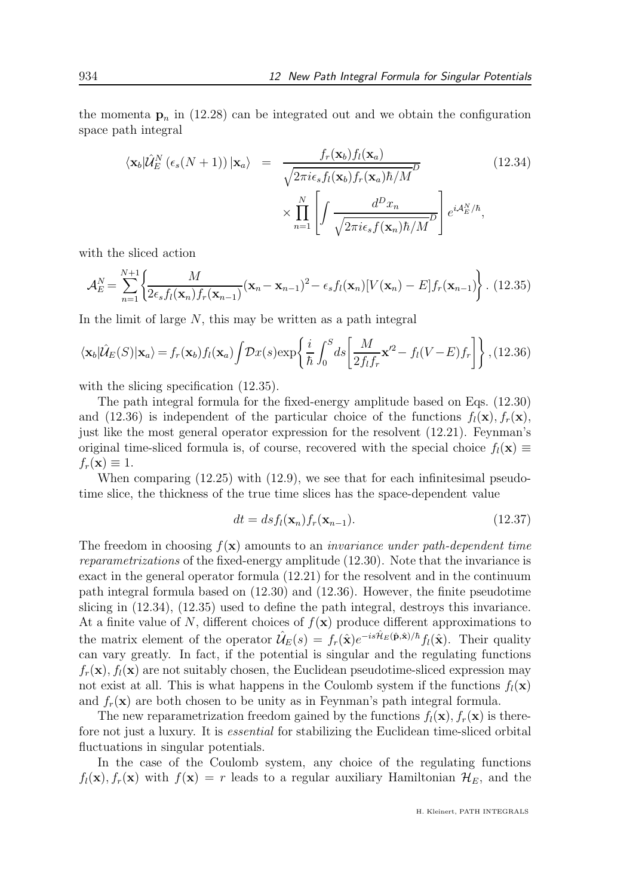the momenta $\mathbf{p}_n$ in (12.28) can be integrated out and we obtain the configuration space path integral

$$
\langle \mathbf{x}_b | \hat{\mathcal{U}}_E^N \left( \epsilon_s (N+1) \right) | \mathbf{x}_a \rangle = \frac{f_r(\mathbf{x}_b) f_l(\mathbf{x}_a)}{\sqrt{2\pi i \epsilon_s f_l(\mathbf{x}_b) f_r(\mathbf{x}_a) \hbar / M}^D} \times \prod_{n=1}^{N} \left[ \int \frac{d^D x_n}{\sqrt{2\pi i \epsilon_s f(\mathbf{x}_n) \hbar / M}^D} \right] e^{i \mathcal{A}_E^N / \hbar}, \tag{12.34}
$$

with the sliced action

$$
\mathcal{A}_E^N = \sum_{n=1}^{N+1} \left\{ \frac{M}{2\epsilon_s f_l(\mathbf{x}_n) f_r(\mathbf{x}_{n-1})} (\mathbf{x}_n - \mathbf{x}_{n-1})^2 - \epsilon_s f_l(\mathbf{x}_n) [V(\mathbf{x}_n) - E] f_r(\mathbf{x}_{n-1}) \right\}. \tag{12.35}
$$

In the limit of large $N$, this may be written as a path integral

$$
\langle \mathbf{x}_b | \hat{\mathcal{U}}_E(S) | \mathbf{x}_a \rangle = f_r(\mathbf{x}_b) f_l(\mathbf{x}_a) \int \mathcal{D}x(s) \exp \left\{ \frac{i}{\hbar} \int_0^S ds \left[ \frac{M}{2 f_l f_r} \mathbf{x}'^2 - f_l (V - E) f_r \right] \right\}, \tag{12.36}
$$

with the slicing specification (12.35).

The path integral formula for the fixed-energy amplitude based on Eqs. (12.30) and (12.36) is independent of the particular choice of the functions $f_l(\mathbf{x}), f_r(\mathbf{x})$, just like the most general operator expression for the resolvent (12.21). Feynman's original time-sliced formula is, of course, recovered with the special choice $f_l(\mathbf{x}) \equiv f_r(\mathbf{x}) \equiv 1$.

When comparing (12.25) with (12.9), we see that for each infinitesimal pseudotime slice, the thickness of the true time slices has the space-dependent value

$$
dt = ds f_l(\mathbf{x}_n) f_r(\mathbf{x}_{n-1}). \tag{12.37}
$$

The freedom in choosing $f(\mathbf{x})$ amounts to an *invariance under path-dependent time reparametrizations* of the fixed-energy amplitude (12.30). Note that the invariance is exact in the general operator formula (12.21) for the resolvent and in the continuum path integral formula based on (12.30) and (12.36). However, the finite pseudotime slicing in (12.34), (12.35) used to define the path integral, destroys this invariance. At a finite value of $N$, different choices of $f(\mathbf{x})$ produce different approximations to the matrix element of the operator $\hat{\mathcal{U}}_E(s) = f_r(\hat{\mathbf{x}}) e^{-is\hat{\mathcal{H}}_E(\hat{\mathbf{p}}, \hat{\mathbf{x}})/\hbar} f_l(\hat{\mathbf{x}})$. Their quality can vary greatly. In fact, if the potential is singular and the regulating functions $f_r(\mathbf{x}), f_l(\mathbf{x})$ are not suitably chosen, the Euclidean pseudotime-sliced expression may not exist at all. This is what happens in the Coulomb system if the functions $f_l(\mathbf{x})$ and $f_r(\mathbf{x})$ are both chosen to be unity as in Feynman's path integral formula.

The new reparametrization freedom gained by the functions $f_l(\mathbf{x}), f_r(\mathbf{x})$ is therefore not just a luxury. It is *essential* for stabilizing the Euclidean time-sliced orbital fluctuations in singular potentials.

In the case of the Coulomb system, any choice of the regulating functions $f_l(\mathbf{x}), f_r(\mathbf{x})$ with $f(\mathbf{x}) = r$ leads to a regular auxiliary Hamiltonian $\mathcal{H}_E$, and the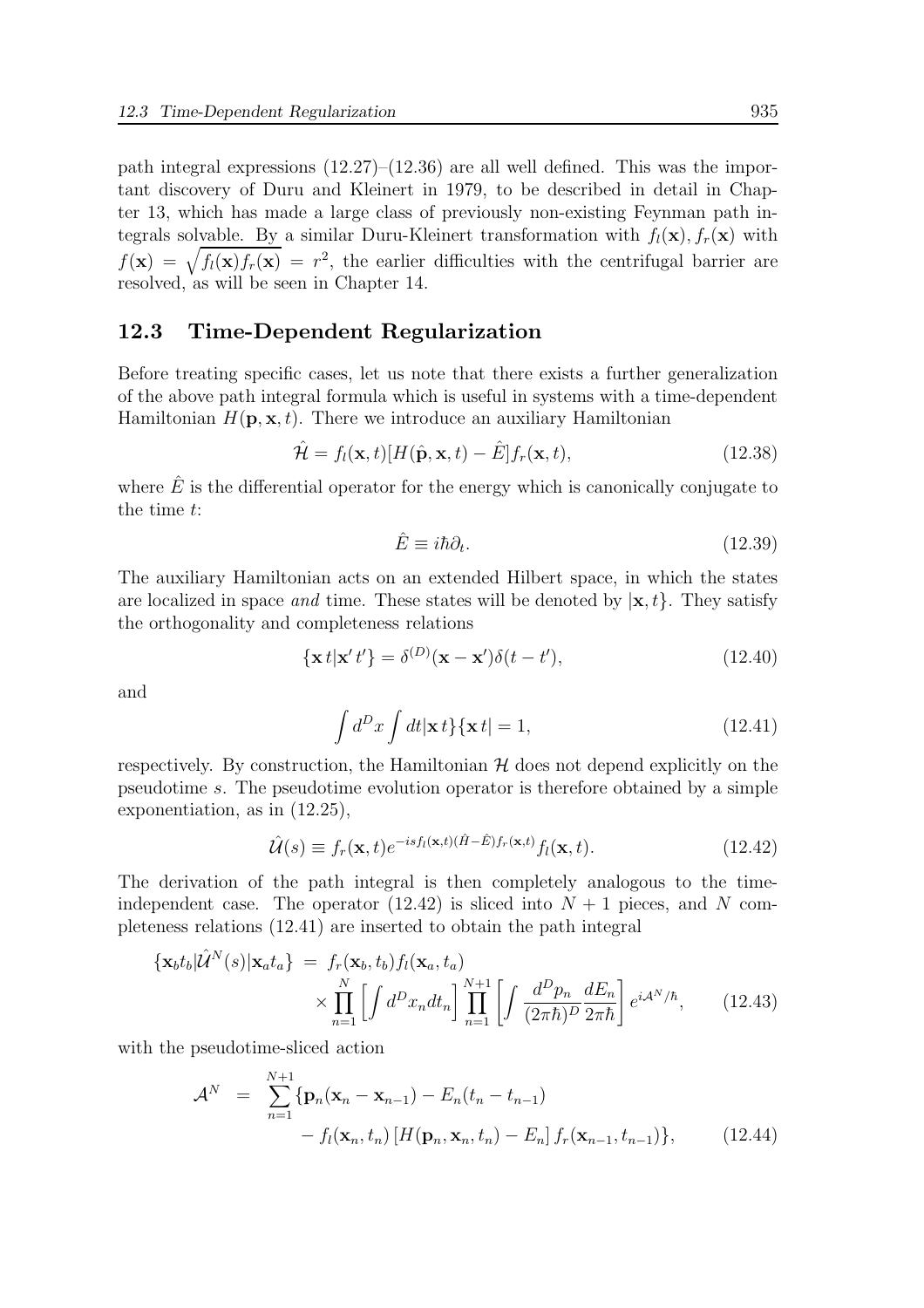path integral expressions (12.27)–(12.36) are all well defined. This was the important discovery of Duru and Kleinert in 1979, to be described in detail in Chapter 13, which has made a large class of previously non-existing Feynman path integrals solvable. By a similar Duru-Kleinert transformation with $f_l(\mathbf{x}), f_r(\mathbf{x})$ with $f(\mathbf{x}) = \sqrt{f_l(\mathbf{x}) f_r(\mathbf{x})} = r^2$, the earlier difficulties with the centrifugal barrier are resolved, as will be seen in Chapter 14.

## 12.3 Time-Dependent Regularization

Before treating specific cases, let us note that there exists a further generalization of the above path integral formula which is useful in systems with a time-dependent Hamiltonian $H(\mathbf{p}, \mathbf{x}, t)$. There we introduce an auxiliary Hamiltonian

$$\hat{\mathcal{H}} = f_l(\mathbf{x}, t)[H(\hat{\mathbf{p}}, \mathbf{x}, t) - \hat{E}] f_r(\mathbf{x}, t), \tag{12.38}$$

where $\hat{E}$ is the differential operator for the energy which is canonically conjugate to the time $t$:

$$\hat{E} \equiv i\hbar\partial_t. \tag{12.39}$$

The auxiliary Hamiltonian acts on an extended Hilbert space, in which the states are localized in space *and* time. These states will be denoted by $|\mathbf{x}, t\}$. They satisfy the orthogonality and completeness relations

$$\{\mathbf{x}\, t|\mathbf{x}'\, t'\} = \delta^{(D)}(\mathbf{x} - \mathbf{x}')\delta(t - t'), \tag{12.40}$$

and

$$\int d^D x \int dt |\mathbf{x}\, t\}\{\mathbf{x}\, t| = 1, \tag{12.41}$$

respectively. By construction, the Hamiltonian $\mathcal{H}$ does not depend explicitly on the pseudotime $s$. The pseudotime evolution operator is therefore obtained by a simple exponentiation, as in (12.25),

$$\hat{\mathcal{U}}(s) \equiv f_r(\mathbf{x}, t) e^{-isf_l(\mathbf{x},t)(\hat{H} - \hat{E}) f_r(\mathbf{x},t)} f_l(\mathbf{x}, t). \tag{12.42}$$

The derivation of the path integral is then completely analogous to the time-independent case. The operator (12.42) is sliced into $N+1$ pieces, and $N$ completeness relations (12.41) are inserted to obtain the path integral

$$\begin{aligned}\{\mathbf{x}_b t_b|\hat{\mathcal{U}}^N(s)|\mathbf{x}_a t_a\} \;&=\; f_r(\mathbf{x}_b, t_b) f_l(\mathbf{x}_a, t_a) \\ &\quad \times \prod_{n=1}^{N}\left[\int d^D x_n dt_n\right] \prod_{n=1}^{N+1}\left[\int \frac{d^D p_n}{(2\pi\hbar)^D}\frac{dE_n}{2\pi\hbar}\right] e^{i\mathcal{A}^N/\hbar},\end{aligned} \tag{12.43}$$

with the pseudotime-sliced action

$$\begin{aligned}\mathcal{A}^N \;&=\; \sum_{n=1}^{N+1}\{\mathbf{p}_n(\mathbf{x}_n - \mathbf{x}_{n-1}) - E_n(t_n - t_{n-1}) \\ &\qquad - f_l(\mathbf{x}_n, t_n)\left[H(\mathbf{p}_n, \mathbf{x}_n, t_n) - E_n\right] f_r(\mathbf{x}_{n-1}, t_{n-1})\},\end{aligned} \tag{12.44}$$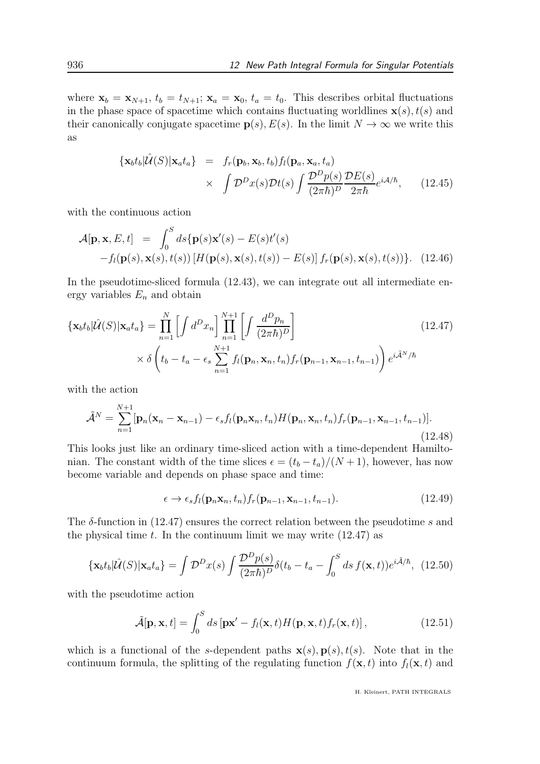where $\mathbf{x}_b = \mathbf{x}_{N+1}$, $t_b = t_{N+1}$; $\mathbf{x}_a = \mathbf{x}_0$, $t_a = t_0$. This describes orbital fluctuations in the phase space of spacetime which contains fluctuating worldlines $\mathbf{x}(s), t(s)$ and their canonically conjugate spacetime $\mathbf{p}(s), E(s)$. In the limit $N \to \infty$ we write this as

$$
\begin{aligned}
\{\mathbf{x}_b t_b|\hat{\mathcal{U}}(S)|\mathbf{x}_a t_a\} &= f_r(\mathbf{p}_b, \mathbf{x}_b, t_b) f_l(\mathbf{p}_a, \mathbf{x}_a, t_a) \\
&\times \int \mathcal{D}^D x(s) \mathcal{D}t(s) \int \frac{\mathcal{D}^D p(s)}{(2\pi\hbar)^D} \frac{\mathcal{D}E(s)}{2\pi\hbar} e^{i\mathcal{A}/\hbar}, \qquad (12.45)
\end{aligned}
$$

with the continuous action

$$
\begin{aligned}
\mathcal{A}[\mathbf{p}, \mathbf{x}, E, t] &= \int_0^S ds \{\mathbf{p}(s)\mathbf{x}'(s) - E(s)t'(s) \\
&- f_l(\mathbf{p}(s), \mathbf{x}(s), t(s)) \left[H(\mathbf{p}(s), \mathbf{x}(s), t(s)) - E(s)\right] f_r(\mathbf{p}(s), \mathbf{x}(s), t(s))\}. \quad (12.46)
\end{aligned}
$$

In the pseudotime-sliced formula (12.43), we can integrate out all intermediate energy variables $E_n$ and obtain

$$
\begin{aligned}
\{\mathbf{x}_b t_b|\hat{\mathcal{U}}(S)|\mathbf{x}_a t_a\} &= \prod_{n=1}^{N} \left[\int d^D x_n\right] \prod_{n=1}^{N+1} \left[\int \frac{d^D p_n}{(2\pi\hbar)^D}\right] \qquad (12.47) \\
&\times \delta\left(t_b - t_a - \epsilon_s \sum_{n=1}^{N+1} f_l(\mathbf{p}_n, \mathbf{x}_n, t_n) f_r(\mathbf{p}_{n-1}, \mathbf{x}_{n-1}, t_{n-1})\right) e^{i\tilde{\mathcal{A}}^N/\hbar}
\end{aligned}
$$

with the action

$$
\tilde{\mathcal{A}}^N = \sum_{n=1}^{N+1} [\mathbf{p}_n(\mathbf{x}_n - \mathbf{x}_{n-1}) - \epsilon_s f_l(\mathbf{p}_n \mathbf{x}_n, t_n) H(\mathbf{p}_n, \mathbf{x}_n, t_n) f_r(\mathbf{p}_{n-1}, \mathbf{x}_{n-1}, t_{n-1})]. \qquad (12.48)
$$

This looks just like an ordinary time-sliced action with a time-dependent Hamiltonian. The constant width of the time slices $\epsilon = (t_b - t_a)/(N+1)$, however, has now become variable and depends on phase space and time:

$$
\epsilon \to \epsilon_s f_l(\mathbf{p}_n \mathbf{x}_n, t_n) f_r(\mathbf{p}_{n-1}, \mathbf{x}_{n-1}, t_{n-1}). \qquad (12.49)
$$

The $\delta$-function in (12.47) ensures the correct relation between the pseudotime $s$ and the physical time $t$. In the continuum limit we may write (12.47) as

$$
\{\mathbf{x}_b t_b|\hat{\mathcal{U}}(S)|\mathbf{x}_a t_a\} = \int \mathcal{D}^D x(s) \int \frac{\mathcal{D}^D p(s)}{(2\pi\hbar)^D} \delta(t_b - t_a - \int_0^S ds\, f(\mathbf{x}, t)) e^{i\tilde{\mathcal{A}}/\hbar}, \quad (12.50)
$$

with the pseudotime action

$$
\tilde{\mathcal{A}}[\mathbf{p}, \mathbf{x}, t] = \int_0^S ds \left[\mathbf{p}\mathbf{x}' - f_l(\mathbf{x}, t) H(\mathbf{p}, \mathbf{x}, t) f_r(\mathbf{x}, t)\right], \qquad (12.51)
$$

which is a functional of the $s$-dependent paths $\mathbf{x}(s), \mathbf{p}(s), t(s)$. Note that in the continuum formula, the splitting of the regulating function $f(\mathbf{x}, t)$ into $f_l(\mathbf{x}, t)$ and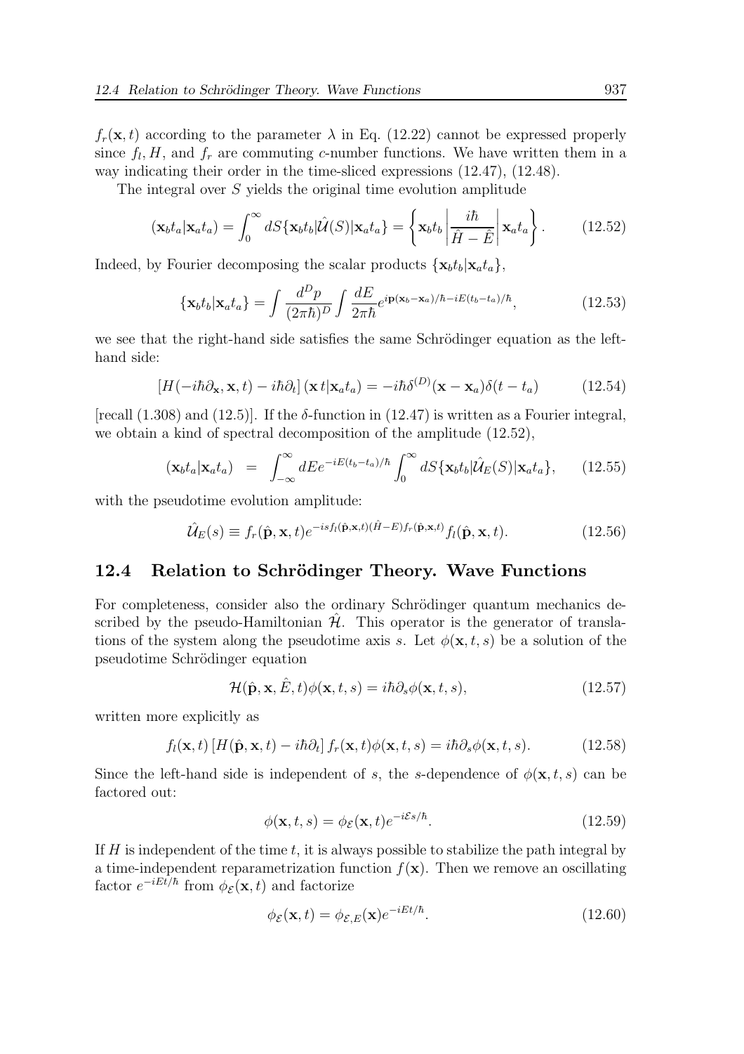$f_r(\mathbf{x}, t)$ according to the parameter $\lambda$ in Eq. (12.22) cannot be expressed properly since $f_l, H$, and $f_r$ are commuting $c$-number functions. We have written them in a way indicating their order in the time-sliced expressions (12.47), (12.48).

The integral over $S$ yields the original time evolution amplitude

$$(\mathbf{x}_b t_a|\mathbf{x}_a t_a) = \int_0^\infty dS \{\mathbf{x}_b t_b|\hat{\mathcal{U}}(S)|\mathbf{x}_a t_a\} = \left\{\mathbf{x}_b t_b \left| \frac{i\hbar}{\hat{H} - \hat{E}} \right| \mathbf{x}_a t_a \right\}. \qquad (12.52)$$

Indeed, by Fourier decomposing the scalar products $\{\mathbf{x}_b t_b|\mathbf{x}_a t_a\}$,

$$\{\mathbf{x}_b t_b|\mathbf{x}_a t_a\} = \int \frac{d^D p}{(2\pi\hbar)^D} \int \frac{dE}{2\pi\hbar} e^{i\mathbf{p}(\mathbf{x}_b - \mathbf{x}_a)/\hbar - iE(t_b - t_a)/\hbar}, \qquad (12.53)$$

we see that the right-hand side satisfies the same Schrödinger equation as the left-hand side:

$$[H(-i\hbar\partial_{\mathbf{x}}, \mathbf{x}, t) - i\hbar\partial_t]\,(\mathbf{x}\,t|\mathbf{x}_a t_a) = -i\hbar\delta^{(D)}(\mathbf{x} - \mathbf{x}_a)\delta(t - t_a) \qquad (12.54)$$

[recall (1.308) and (12.5)]. If the $\delta$-function in (12.47) is written as a Fourier integral, we obtain a kind of spectral decomposition of the amplitude (12.52),

$$(\mathbf{x}_b t_a|\mathbf{x}_a t_a) \;=\; \int_{-\infty}^{\infty} dE e^{-iE(t_b - t_a)/\hbar} \int_0^\infty dS \{\mathbf{x}_b t_b|\hat{\mathcal{U}}_E(S)|\mathbf{x}_a t_a\}, \qquad (12.55)$$

with the pseudotime evolution amplitude:

$$\hat{\mathcal{U}}_E(s) \equiv f_r(\hat{\mathbf{p}}, \mathbf{x}, t) e^{-isf_l(\hat{\mathbf{p}}, \mathbf{x}, t)(\hat{H} - E) f_r(\hat{\mathbf{p}}, \mathbf{x}, t)} f_l(\hat{\mathbf{p}}, \mathbf{x}, t). \qquad (12.56)$$

## 12.4 Relation to Schrödinger Theory. Wave Functions

For completeness, consider also the ordinary Schrödinger quantum mechanics described by the pseudo-Hamiltonian $\hat{\mathcal{H}}$. This operator is the generator of translations of the system along the pseudotime axis $s$. Let $\phi(\mathbf{x}, t, s)$ be a solution of the pseudotime Schrödinger equation

$$\mathcal{H}(\hat{\mathbf{p}}, \mathbf{x}, \hat{E}, t)\phi(\mathbf{x}, t, s) = i\hbar\partial_s \phi(\mathbf{x}, t, s), \qquad (12.57)$$

written more explicitly as

$$f_l(\mathbf{x}, t)\,[H(\hat{\mathbf{p}}, \mathbf{x}, t) - i\hbar\partial_t]\, f_r(\mathbf{x}, t)\phi(\mathbf{x}, t, s) = i\hbar\partial_s \phi(\mathbf{x}, t, s). \qquad (12.58)$$

Since the left-hand side is independent of $s$, the $s$-dependence of $\phi(\mathbf{x}, t, s)$ can be factored out:

$$\phi(\mathbf{x}, t, s) = \phi_{\mathcal{E}}(\mathbf{x}, t) e^{-i\mathcal{E}s/\hbar}. \qquad (12.59)$$

If $H$ is independent of the time $t$, it is always possible to stabilize the path integral by a time-independent reparametrization function $f(\mathbf{x})$. Then we remove an oscillating factor $e^{-iEt/\hbar}$ from $\phi_{\mathcal{E}}(\mathbf{x}, t)$ and factorize

$$\phi_{\mathcal{E}}(\mathbf{x}, t) = \phi_{\mathcal{E},E}(\mathbf{x}) e^{-iEt/\hbar}. \qquad (12.60)$$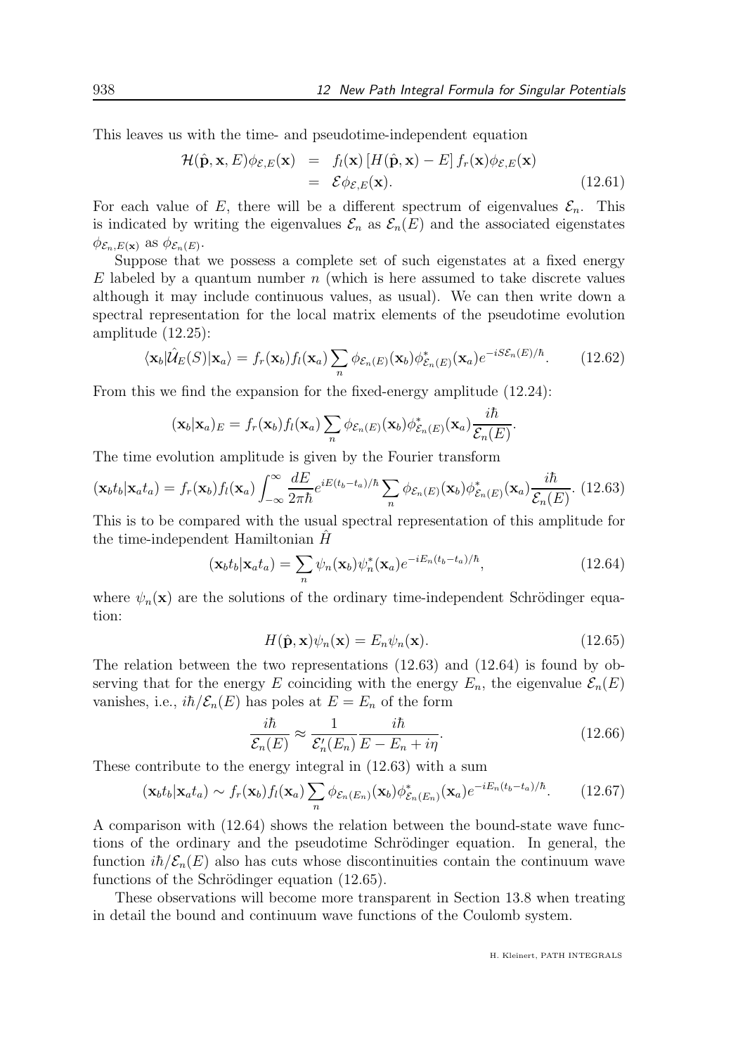This leaves us with the time- and pseudotime-independent equation

$$
\begin{aligned}
\mathcal{H}(\hat{\mathbf{p}}, \mathbf{x}, E)\phi_{\mathcal{E},E}(\mathbf{x}) &= f_l(\mathbf{x})\left[H(\hat{\mathbf{p}}, \mathbf{x}) - E\right] f_r(\mathbf{x})\phi_{\mathcal{E},E}(\mathbf{x}) \\
&= \mathcal{E}\phi_{\mathcal{E},E}(\mathbf{x}). \qquad (12.61)
\end{aligned}
$$

For each value of $E$, there will be a different spectrum of eigenvalues $\mathcal{E}_n$. This is indicated by writing the eigenvalues $\mathcal{E}_n$ as $\mathcal{E}_n(E)$ and the associated eigenstates $\phi_{\mathcal{E}_n,E(\mathbf{x})}$ as $\phi_{\mathcal{E}_n(E)}$.

Suppose that we possess a complete set of such eigenstates at a fixed energy $E$ labeled by a quantum number $n$ (which is here assumed to take discrete values although it may include continuous values, as usual). We can then write down a spectral representation for the local matrix elements of the pseudotime evolution amplitude (12.25):

$$
\langle \mathbf{x}_b|\hat{\mathcal{U}}_E(S)|\mathbf{x}_a\rangle = f_r(\mathbf{x}_b)f_l(\mathbf{x}_a)\sum_n \phi_{\mathcal{E}_n(E)}(\mathbf{x}_b)\phi^*_{\mathcal{E}_n(E)}(\mathbf{x}_a)e^{-iS\mathcal{E}_n(E)/\hbar}. \qquad (12.62)
$$

From this we find the expansion for the fixed-energy amplitude (12.24):

$$
(\mathbf{x}_b|\mathbf{x}_a)_E = f_r(\mathbf{x}_b)f_l(\mathbf{x}_a)\sum_n \phi_{\mathcal{E}_n(E)}(\mathbf{x}_b)\phi^*_{\mathcal{E}_n(E)}(\mathbf{x}_a)\frac{i\hbar}{\mathcal{E}_n(E)}.
$$

The time evolution amplitude is given by the Fourier transform

$$
(\mathbf{x}_bt_b|\mathbf{x}_at_a) = f_r(\mathbf{x}_b)f_l(\mathbf{x}_a)\int_{-\infty}^{\infty}\frac{dE}{2\pi\hbar}e^{iE(t_b-t_a)/\hbar}\sum_n \phi_{\mathcal{E}_n(E)}(\mathbf{x}_b)\phi^*_{\mathcal{E}_n(E)}(\mathbf{x}_a)\frac{i\hbar}{\mathcal{E}_n(E)}. \qquad (12.63)
$$

This is to be compared with the usual spectral representation of this amplitude for the time-independent Hamiltonian $\hat{H}$

$$
(\mathbf{x}_bt_b|\mathbf{x}_at_a) = \sum_n \psi_n(\mathbf{x}_b)\psi_n^*(\mathbf{x}_a)e^{-iE_n(t_b-t_a)/\hbar}, \qquad (12.64)
$$

where $\psi_n(\mathbf{x})$ are the solutions of the ordinary time-independent Schrödinger equation:

$$
H(\hat{\mathbf{p}}, \mathbf{x})\psi_n(\mathbf{x}) = E_n\psi_n(\mathbf{x}). \qquad (12.65)
$$

The relation between the two representations (12.63) and (12.64) is found by observing that for the energy $E$ coinciding with the energy $E_n$, the eigenvalue $\mathcal{E}_n(E)$ vanishes, i.e., $i\hbar/\mathcal{E}_n(E)$ has poles at $E = E_n$ of the form

$$
\frac{i\hbar}{\mathcal{E}_n(E)} \approx \frac{1}{\mathcal{E}_n'(E_n)}\frac{i\hbar}{E - E_n + i\eta}. \qquad (12.66)
$$

These contribute to the energy integral in (12.63) with a sum

$$
(\mathbf{x}_bt_b|\mathbf{x}_at_a) \sim f_r(\mathbf{x}_b)f_l(\mathbf{x}_a)\sum_n \phi_{\mathcal{E}_n(E_n)}(\mathbf{x}_b)\phi^*_{\mathcal{E}_n(E_n)}(\mathbf{x}_a)e^{-iE_n(t_b-t_a)/\hbar}. \qquad (12.67)
$$

A comparison with (12.64) shows the relation between the bound-state wave functions of the ordinary and the pseudotime Schrödinger equation. In general, the function $i\hbar/\mathcal{E}_n(E)$ also has cuts whose discontinuities contain the continuum wave functions of the Schrödinger equation (12.65).

These observations will become more transparent in Section 13.8 when treating in detail the bound and continuum wave functions of the Coulomb system.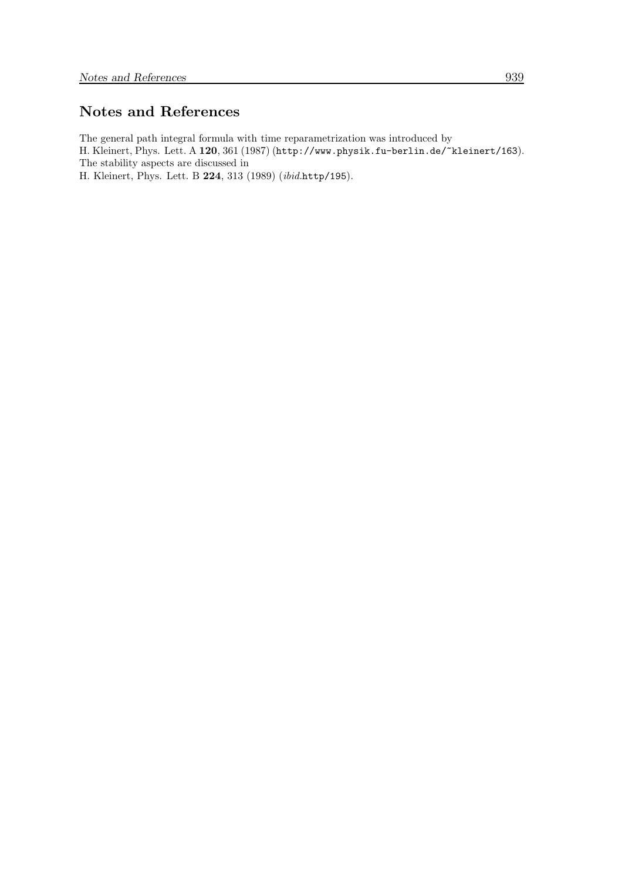## Notes and References

The general path integral formula with time reparametrization was introduced by
H. Kleinert, Phys. Lett. A **120**, 361 (1987) (http://www.physik.fu-berlin.de/~kleinert/163).
The stability aspects are discussed in
H. Kleinert, Phys. Lett. B **224**, 313 (1989) (*ibid.*http/195).